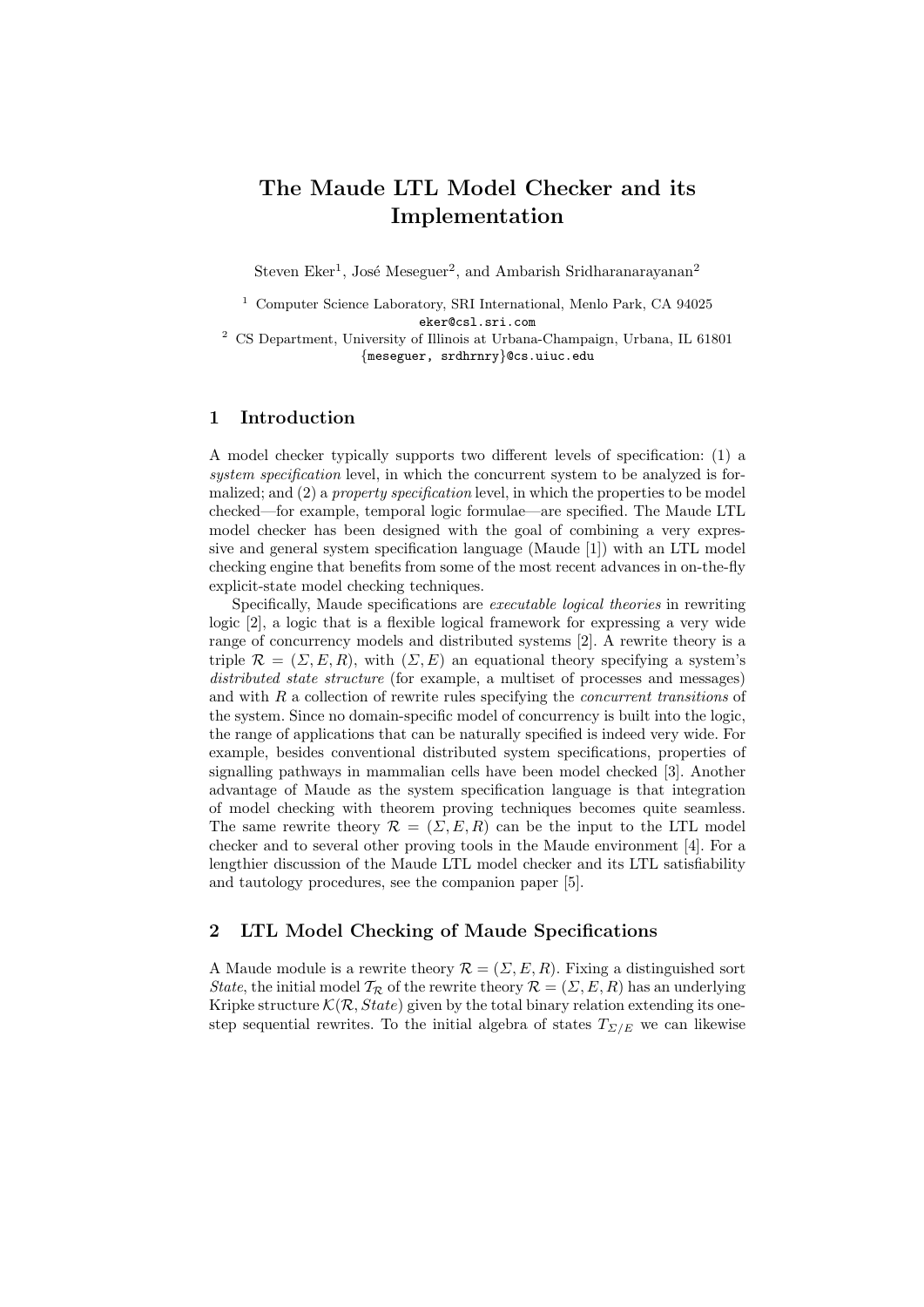# The Maude LTL Model Checker and its Implementation

Steven Eker[1], José Meseguer[2], and Ambarish Sridharanarayanan[2]

[1] Computer Science Laboratory, SRI International, Menlo Park, CA 94025
eker@csl.sri.com

[2] CS Department, University of Illinois at Urbana-Champaign, Urbana, IL 61801
{meseguer, srdhrnry}@cs.uiuc.edu

## 1 Introduction

A model checker typically supports two different levels of specification: (1) a *system specification* level, in which the concurrent system to be analyzed is formalized; and (2) a *property specification* level, in which the properties to be model checked—for example, temporal logic formulae—are specified. The Maude LTL model checker has been designed with the goal of combining a very expressive and general system specification language (Maude [1]) with an LTL model checking engine that benefits from some of the most recent advances in on-the-fly explicit-state model checking techniques.

Specifically, Maude specifications are *executable logical theories* in rewriting logic [2], a logic that is a flexible logical framework for expressing a very wide range of concurrency models and distributed systems [2]. A rewrite theory is a triple $\mathcal{R} = (\Sigma, E, R)$, with $(\Sigma, E)$ an equational theory specifying a system's *distributed state structure* (for example, a multiset of processes and messages) and with $R$ a collection of rewrite rules specifying the *concurrent transitions* of the system. Since no domain-specific model of concurrency is built into the logic, the range of applications that can be naturally specified is indeed very wide. For example, besides conventional distributed system specifications, properties of signalling pathways in mammalian cells have been model checked [3]. Another advantage of Maude as the system specification language is that integration of model checking with theorem proving techniques becomes quite seamless. The same rewrite theory $\mathcal{R} = (\Sigma, E, R)$ can be the input to the LTL model checker and to several other proving tools in the Maude environment [4]. For a lengthier discussion of the Maude LTL model checker and its LTL satisfiability and tautology procedures, see the companion paper [5].

## 2 LTL Model Checking of Maude Specifications

A Maude module is a rewrite theory $\mathcal{R} = (\Sigma, E, R)$. Fixing a distinguished sort *State*, the initial model $\mathcal{T}_{\mathcal{R}}$ of the rewrite theory $\mathcal{R} = (\Sigma, E, R)$ has an underlying Kripke structure $\mathcal{K}(\mathcal{R}, State)$ given by the total binary relation extending its one-step sequential rewrites. To the initial algebra of states $T_{\Sigma/E}$ we can likewise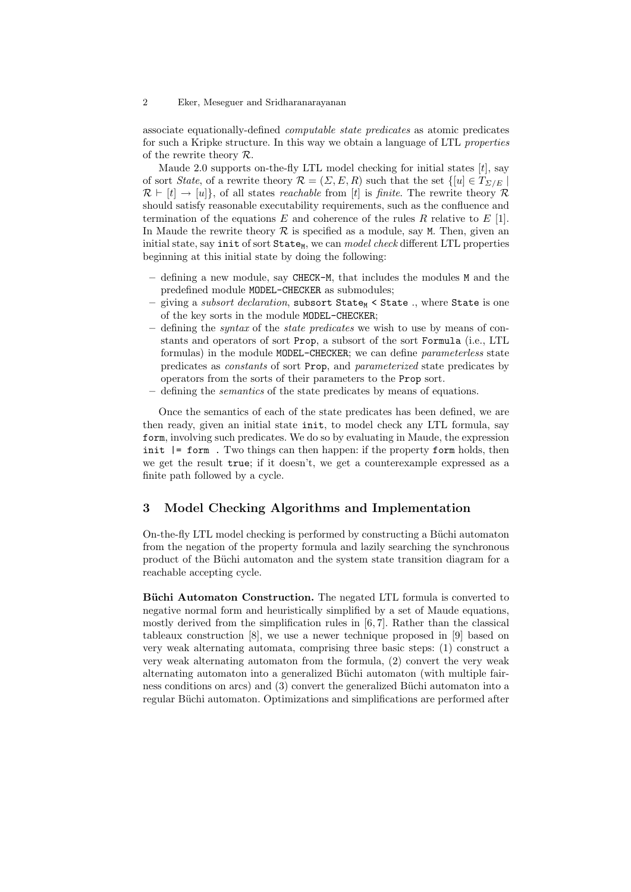associate equationally-defined *computable state predicates* as atomic predicates for such a Kripke structure. In this way we obtain a language of LTL *properties* of the rewrite theory $\mathcal{R}$.

Maude 2.0 supports on-the-fly LTL model checking for initial states $[t]$, say of sort *State*, of a rewrite theory $\mathcal{R} = (\Sigma, E, R)$ such that the set $\{[u] \in T_{\Sigma/E} \mid \mathcal{R} \vdash [t] \to [u]\}$, of all states *reachable* from $[t]$ is *finite*. The rewrite theory $\mathcal{R}$ should satisfy reasonable executability requirements, such as the confluence and termination of the equations $E$ and coherence of the rules $R$ relative to $E$ [1]. In Maude the rewrite theory $\mathcal{R}$ is specified as a module, say `M`. Then, given an initial state, say `init` of sort $\texttt{State}_{\texttt{M}}$, we can *model check* different LTL properties beginning at this initial state by doing the following:

- defining a new module, say `CHECK-M`, that includes the modules `M` and the predefined module `MODEL-CHECKER` as submodules;
- giving a *subsort declaration*, `subsort` $\texttt{State}_{\texttt{M}}$ `< State .`, where `State` is one of the key sorts in the module `MODEL-CHECKER`;
- defining the *syntax* of the *state predicates* we wish to use by means of constants and operators of sort `Prop`, a subsort of the sort `Formula` (i.e., LTL formulas) in the module `MODEL-CHECKER`; we can define *parameterless* state predicates as *constants* of sort `Prop`, and *parameterized* state predicates by operators from the sorts of their parameters to the `Prop` sort.
- defining the *semantics* of the state predicates by means of equations.

Once the semantics of each of the state predicates has been defined, we are then ready, given an initial state `init`, to model check any LTL formula, say `form`, involving such predicates. We do so by evaluating in Maude, the expression `init |= form .` Two things can then happen: if the property `form` holds, then we get the result `true`; if it doesn't, we get a counterexample expressed as a finite path followed by a cycle.

## 3 Model Checking Algorithms and Implementation

On-the-fly LTL model checking is performed by constructing a Büchi automaton from the negation of the property formula and lazily searching the synchronous product of the Büchi automaton and the system state transition diagram for a reachable accepting cycle.

**Büchi Automaton Construction.** The negated LTL formula is converted to negative normal form and heuristically simplified by a set of Maude equations, mostly derived from the simplification rules in [6, 7]. Rather than the classical tableaux construction [8], we use a newer technique proposed in [9] based on very weak alternating automata, comprising three basic steps: (1) construct a very weak alternating automaton from the formula, (2) convert the very weak alternating automaton into a generalized Büchi automaton (with multiple fairness conditions on arcs) and (3) convert the generalized Büchi automaton into a regular Büchi automaton. Optimizations and simplifications are performed after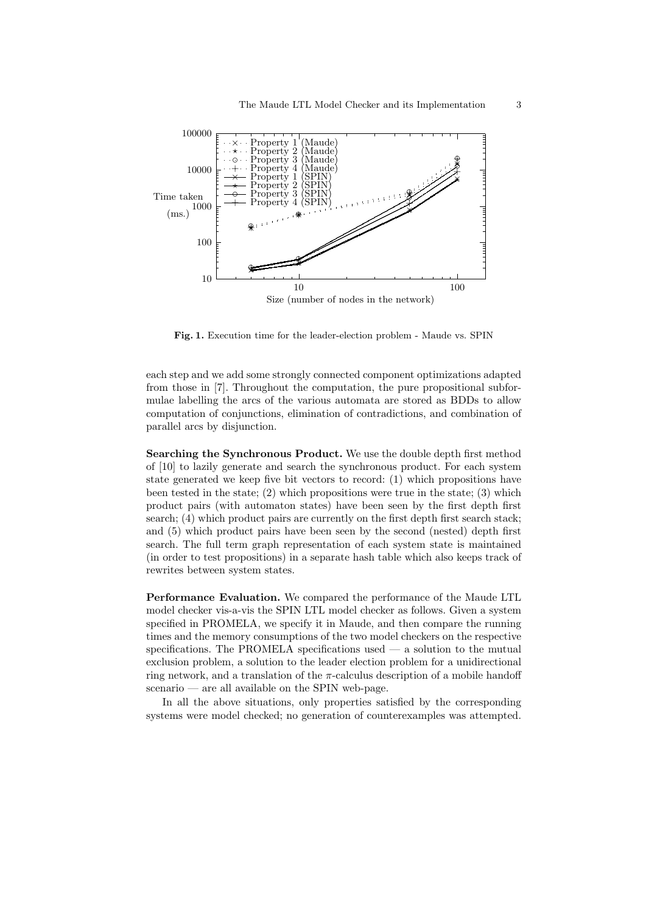**Fig. 1.** Execution time for the leader-election problem - Maude vs. SPIN

each step and we add some strongly connected component optimizations adapted from those in [7]. Throughout the computation, the pure propositional subformulae labelling the arcs of the various automata are stored as BDDs to allow computation of conjunctions, elimination of contradictions, and combination of parallel arcs by disjunction.

**Searching the Synchronous Product.** We use the double depth first method of [10] to lazily generate and search the synchronous product. For each system state generated we keep five bit vectors to record: (1) which propositions have been tested in the state; (2) which propositions were true in the state; (3) which product pairs (with automaton states) have been seen by the first depth first search; (4) which product pairs are currently on the first depth first search stack; and (5) which product pairs have been seen by the second (nested) depth first search. The full term graph representation of each system state is maintained (in order to test propositions) in a separate hash table which also keeps track of rewrites between system states.

**Performance Evaluation.** We compared the performance of the Maude LTL model checker vis-a-vis the SPIN LTL model checker as follows. Given a system specified in PROMELA, we specify it in Maude, and then compare the running times and the memory consumptions of the two model checkers on the respective specifications. The PROMELA specifications used — a solution to the mutual exclusion problem, a solution to the leader election problem for a unidirectional ring network, and a translation of the $\pi$-calculus description of a mobile handoff scenario — are all available on the SPIN web-page.

In all the above situations, only properties satisfied by the corresponding systems were model checked; no generation of counterexamples was attempted.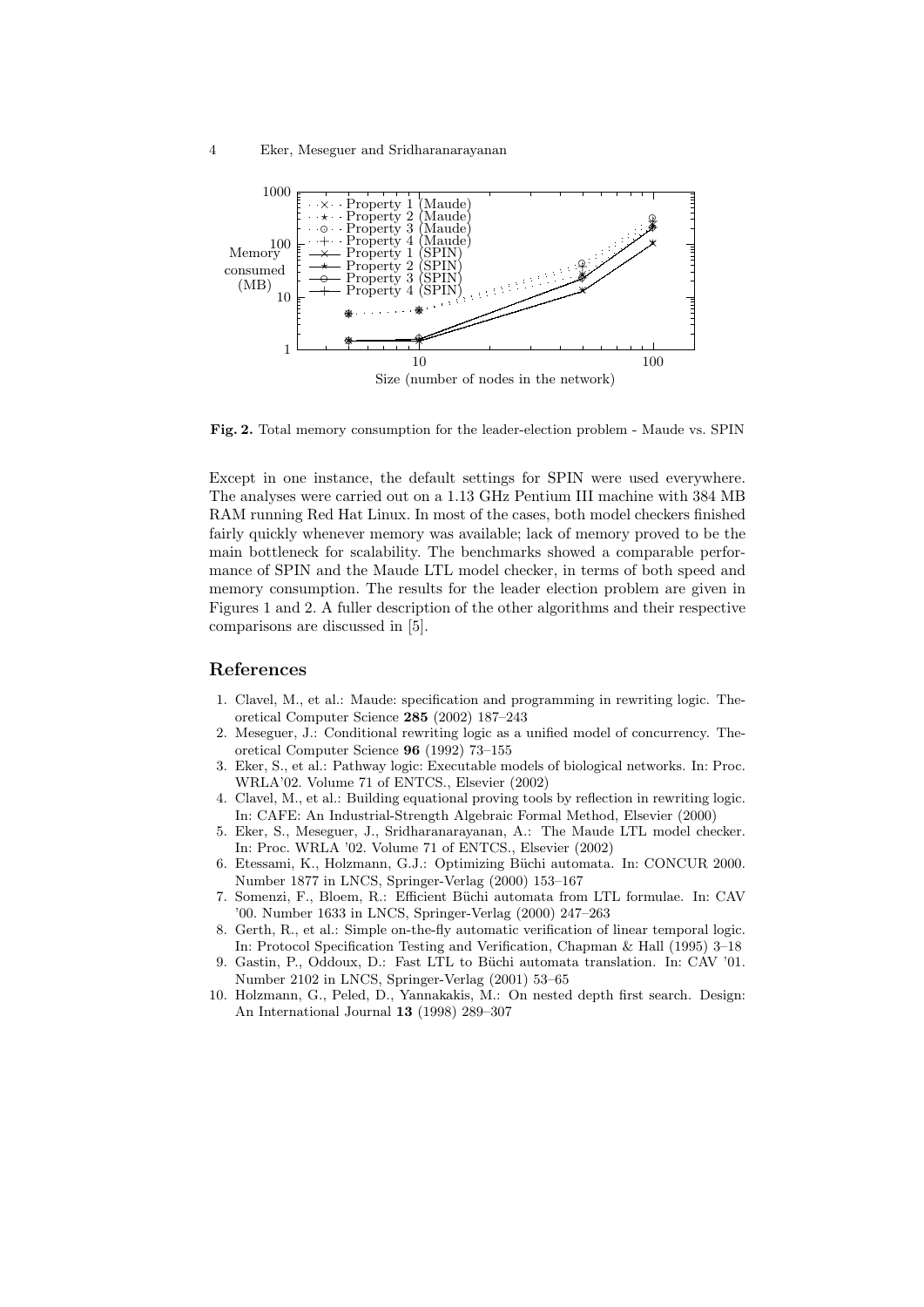1000

100

10

1

Memory consumed (MB)

Property 1 (Maude)
Property 2 (Maude)
Property 3 (Maude)
Property 4 (Maude)
Property 1 (SPIN)
Property 2 (SPIN)
Property 3 (SPIN)
Property 4 (SPIN)

10

100

Size (number of nodes in the network)

**Fig. 2.** Total memory consumption for the leader-election problem - Maude vs. SPIN

Except in one instance, the default settings for SPIN were used everywhere. The analyses were carried out on a 1.13 GHz Pentium III machine with 384 MB RAM running Red Hat Linux. In most of the cases, both model checkers finished fairly quickly whenever memory was available; lack of memory proved to be the main bottleneck for scalability. The benchmarks showed a comparable performance of SPIN and the Maude LTL model checker, in terms of both speed and memory consumption. The results for the leader election problem are given in Figures 1 and 2. A fuller description of the other algorithms and their respective comparisons are discussed in [5].

## References

1. Clavel, M., et al.: Maude: specification and programming in rewriting logic. Theoretical Computer Science **285** (2002) 187–243
2. Meseguer, J.: Conditional rewriting logic as a unified model of concurrency. Theoretical Computer Science **96** (1992) 73–155
3. Eker, S., et al.: Pathway logic: Executable models of biological networks. In: Proc. WRLA'02. Volume 71 of ENTCS., Elsevier (2002)
4. Clavel, M., et al.: Building equational proving tools by reflection in rewriting logic. In: CAFE: An Industrial-Strength Algebraic Formal Method, Elsevier (2000)
5. Eker, S., Meseguer, J., Sridharanarayanan, A.: The Maude LTL model checker. In: Proc. WRLA '02. Volume 71 of ENTCS., Elsevier (2002)
6. Etessami, K., Holzmann, G.J.: Optimizing Büchi automata. In: CONCUR 2000. Number 1877 in LNCS, Springer-Verlag (2000) 153–167
7. Somenzi, F., Bloem, R.: Efficient Büchi automata from LTL formulae. In: CAV '00. Number 1633 in LNCS, Springer-Verlag (2000) 247–263
8. Gerth, R., et al.: Simple on-the-fly automatic verification of linear temporal logic. In: Protocol Specification Testing and Verification, Chapman & Hall (1995) 3–18
9. Gastin, P., Oddoux, D.: Fast LTL to Büchi automata translation. In: CAV '01. Number 2102 in LNCS, Springer-Verlag (2001) 53–65
10. Holzmann, G., Peled, D., Yannakakis, M.: On nested depth first search. Design: An International Journal **13** (1998) 289–307